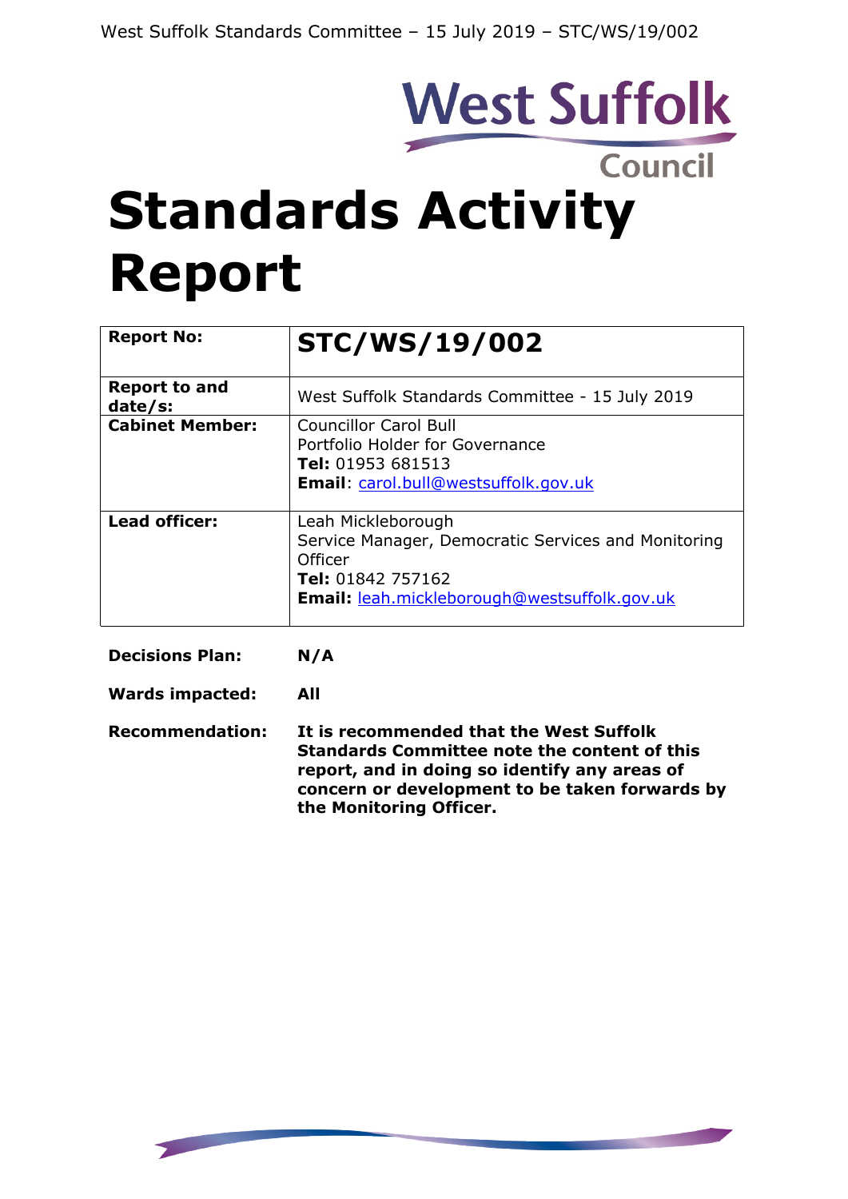West Suffolk Council

# Standards Activity Report

| Report No: | **STC/WS/19/002** |
|---|---|
| **Report to and date/s:** | West Suffolk Standards Committee - 15 July 2019 |
| **Cabinet Member:** | Councillor Carol Bull<br>Portfolio Holder for Governance<br>**Tel:** 01953 681513<br>**Email**: carol.bull@westsuffolk.gov.uk |
| **Lead officer:** | Leah Mickleborough<br>Service Manager, Democratic Services and Monitoring Officer<br>**Tel:** 01842 757162<br>**Email:** leah.mickleborough@westsuffolk.gov.uk |

**Decisions Plan:** **N/A**

**Wards impacted:** **All**

**Recommendation:** **It is recommended that the West Suffolk Standards Committee note the content of this report, and in doing so identify any areas of concern or development to be taken forwards by the Monitoring Officer.**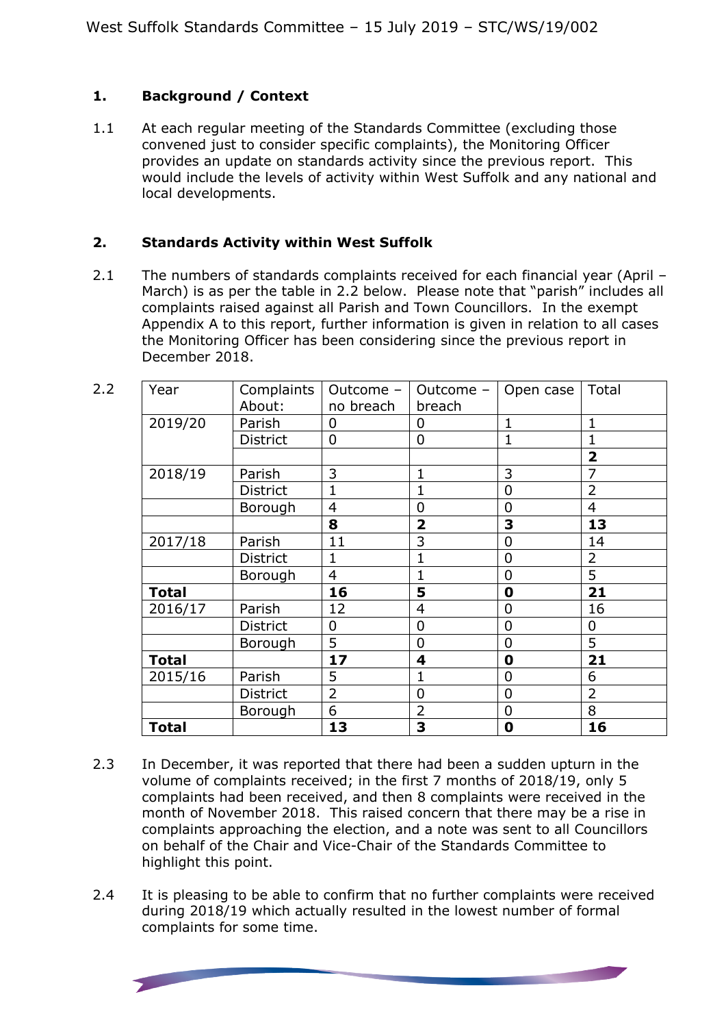## 1. Background / Context

1.1 At each regular meeting of the Standards Committee (excluding those convened just to consider specific complaints), the Monitoring Officer provides an update on standards activity since the previous report. This would include the levels of activity within West Suffolk and any national and local developments.

## 2. Standards Activity within West Suffolk

2.1 The numbers of standards complaints received for each financial year (April – March) is as per the table in 2.2 below. Please note that "parish" includes all complaints raised against all Parish and Town Councillors. In the exempt Appendix A to this report, further information is given in relation to all cases the Monitoring Officer has been considering since the previous report in December 2018.

2.2

| Year | Complaints About: | Outcome – no breach | Outcome – breach | Open case | Total |
|---|---|---|---|---|---|
| 2019/20 | Parish | 0 | 0 | 1 | 1 |
| | District | 0 | 0 | 1 | 1 |
| | | | | | **2** |
| 2018/19 | Parish | 3 | 1 | 3 | 7 |
| | District | 1 | 1 | 0 | 2 |
| | Borough | 4 | 0 | 0 | 4 |
| | | **8** | **2** | **3** | **13** |
| 2017/18 | Parish | 11 | 3 | 0 | 14 |
| | District | 1 | 1 | 0 | 2 |
| | Borough | 4 | 1 | 0 | 5 |
| **Total** | | **16** | **5** | **0** | **21** |
| 2016/17 | Parish | 12 | 4 | 0 | 16 |
| | District | 0 | 0 | 0 | 0 |
| | Borough | 5 | 0 | 0 | 5 |
| **Total** | | **17** | **4** | **0** | **21** |
| 2015/16 | Parish | 5 | 1 | 0 | 6 |
| | District | 2 | 0 | 0 | 2 |
| | Borough | 6 | 2 | 0 | 8 |
| **Total** | | **13** | **3** | **0** | **16** |

2.3 In December, it was reported that there had been a sudden upturn in the volume of complaints received; in the first 7 months of 2018/19, only 5 complaints had been received, and then 8 complaints were received in the month of November 2018. This raised concern that there may be a rise in complaints approaching the election, and a note was sent to all Councillors on behalf of the Chair and Vice-Chair of the Standards Committee to highlight this point.

2.4 It is pleasing to be able to confirm that no further complaints were received during 2018/19 which actually resulted in the lowest number of formal complaints for some time.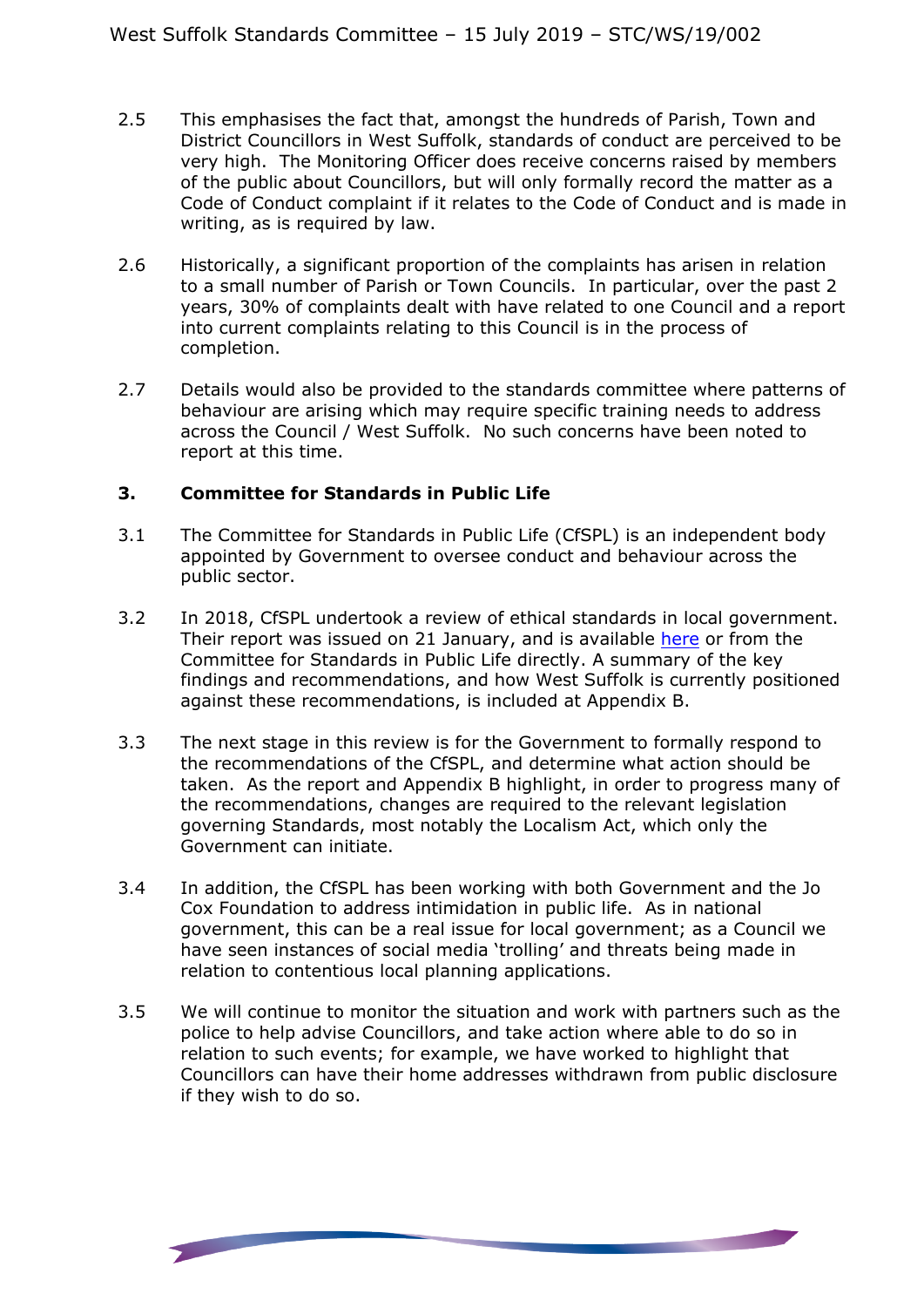2.5 This emphasises the fact that, amongst the hundreds of Parish, Town and District Councillors in West Suffolk, standards of conduct are perceived to be very high. The Monitoring Officer does receive concerns raised by members of the public about Councillors, but will only formally record the matter as a Code of Conduct complaint if it relates to the Code of Conduct and is made in writing, as is required by law.

2.6 Historically, a significant proportion of the complaints has arisen in relation to a small number of Parish or Town Councils. In particular, over the past 2 years, 30% of complaints dealt with have related to one Council and a report into current complaints relating to this Council is in the process of completion.

2.7 Details would also be provided to the standards committee where patterns of behaviour are arising which may require specific training needs to address across the Council / West Suffolk. No such concerns have been noted to report at this time.

## 3. Committee for Standards in Public Life

3.1 The Committee for Standards in Public Life (CfSPL) is an independent body appointed by Government to oversee conduct and behaviour across the public sector.

3.2 In 2018, CfSPL undertook a review of ethical standards in local government. Their report was issued on 21 January, and is available here or from the Committee for Standards in Public Life directly. A summary of the key findings and recommendations, and how West Suffolk is currently positioned against these recommendations, is included at Appendix B.

3.3 The next stage in this review is for the Government to formally respond to the recommendations of the CfSPL, and determine what action should be taken. As the report and Appendix B highlight, in order to progress many of the recommendations, changes are required to the relevant legislation governing Standards, most notably the Localism Act, which only the Government can initiate.

3.4 In addition, the CfSPL has been working with both Government and the Jo Cox Foundation to address intimidation in public life. As in national government, this can be a real issue for local government; as a Council we have seen instances of social media 'trolling' and threats being made in relation to contentious local planning applications.

3.5 We will continue to monitor the situation and work with partners such as the police to help advise Councillors, and take action where able to do so in relation to such events; for example, we have worked to highlight that Councillors can have their home addresses withdrawn from public disclosure if they wish to do so.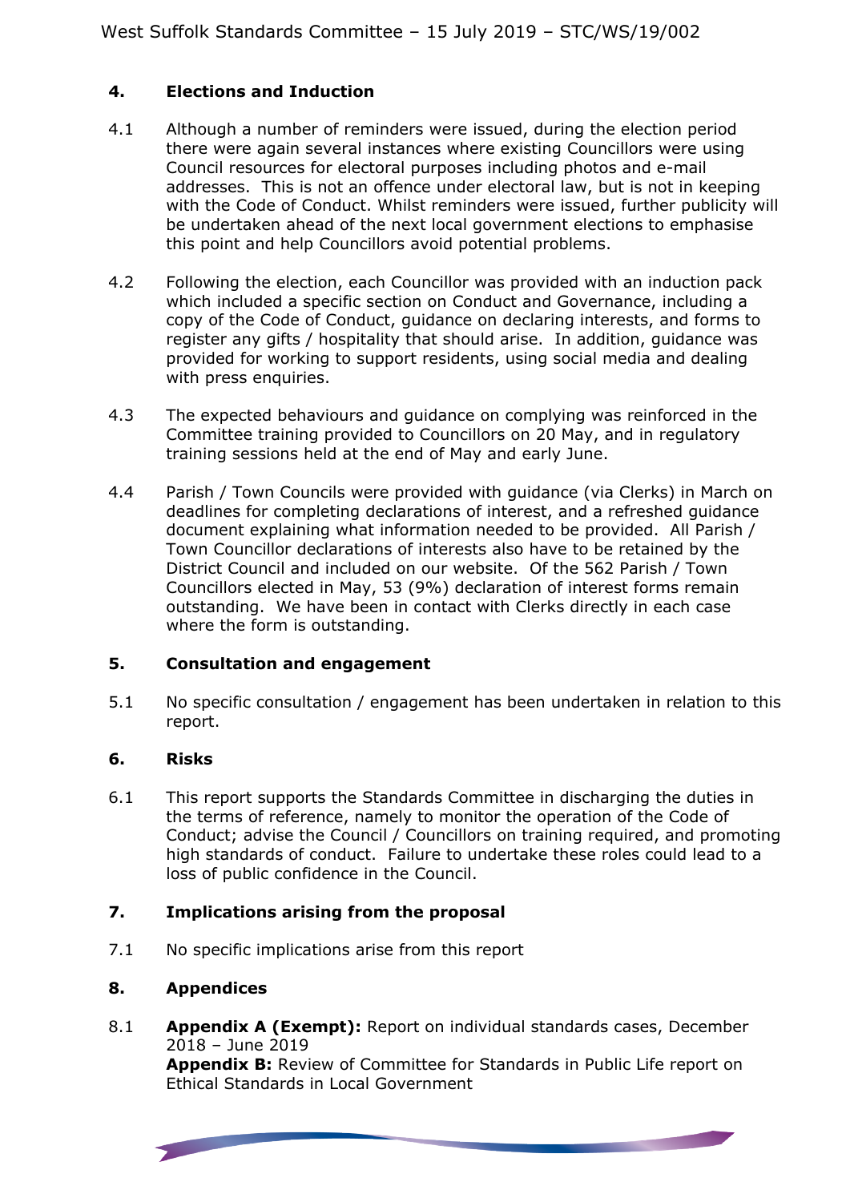## 4. Elections and Induction

4.1 Although a number of reminders were issued, during the election period there were again several instances where existing Councillors were using Council resources for electoral purposes including photos and e-mail addresses. This is not an offence under electoral law, but is not in keeping with the Code of Conduct. Whilst reminders were issued, further publicity will be undertaken ahead of the next local government elections to emphasise this point and help Councillors avoid potential problems.

4.2 Following the election, each Councillor was provided with an induction pack which included a specific section on Conduct and Governance, including a copy of the Code of Conduct, guidance on declaring interests, and forms to register any gifts / hospitality that should arise. In addition, guidance was provided for working to support residents, using social media and dealing with press enquiries.

4.3 The expected behaviours and guidance on complying was reinforced in the Committee training provided to Councillors on 20 May, and in regulatory training sessions held at the end of May and early June.

4.4 Parish / Town Councils were provided with guidance (via Clerks) in March on deadlines for completing declarations of interest, and a refreshed guidance document explaining what information needed to be provided. All Parish / Town Councillor declarations of interests also have to be retained by the District Council and included on our website. Of the 562 Parish / Town Councillors elected in May, 53 (9%) declaration of interest forms remain outstanding. We have been in contact with Clerks directly in each case where the form is outstanding.

## 5. Consultation and engagement

5.1 No specific consultation / engagement has been undertaken in relation to this report.

## 6. Risks

6.1 This report supports the Standards Committee in discharging the duties in the terms of reference, namely to monitor the operation of the Code of Conduct; advise the Council / Councillors on training required, and promoting high standards of conduct. Failure to undertake these roles could lead to a loss of public confidence in the Council.

## 7. Implications arising from the proposal

7.1 No specific implications arise from this report

## 8. Appendices

8.1 **Appendix A (Exempt):** Report on individual standards cases, December 2018 – June 2019
**Appendix B:** Review of Committee for Standards in Public Life report on Ethical Standards in Local Government